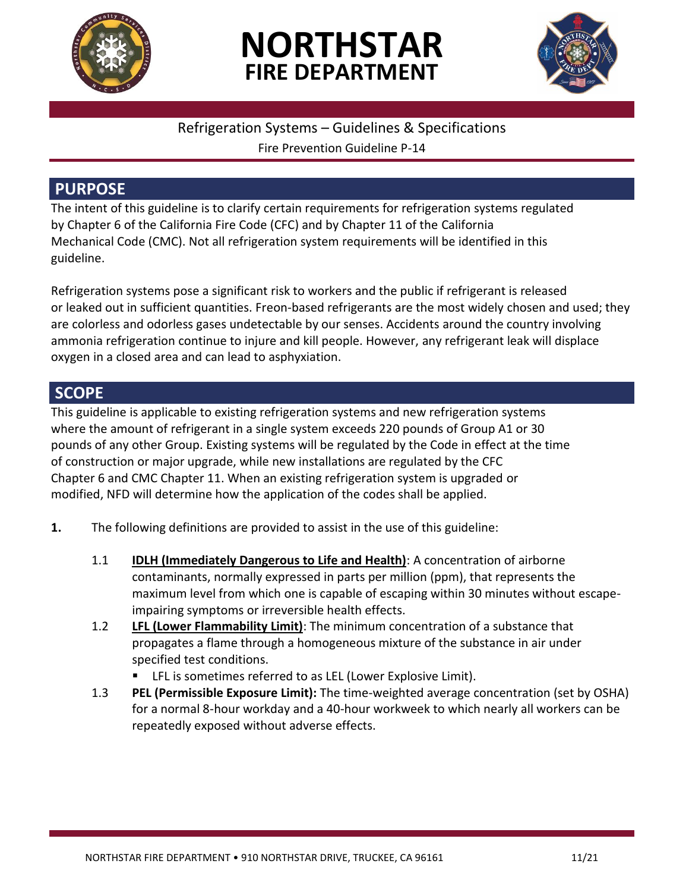# NORTHSTAR FIRE DEPARTMENT

Refrigeration Systems – Guidelines & Specifications

Fire Prevention Guideline P-14

## PURPOSE

The intent of this guideline is to clarify certain requirements for refrigeration systems regulated by Chapter 6 of the California Fire Code (CFC) and by Chapter 11 of the California Mechanical Code (CMC). Not all refrigeration system requirements will be identified in this guideline.

Refrigeration systems pose a significant risk to workers and the public if refrigerant is released or leaked out in sufficient quantities. Freon-based refrigerants are the most widely chosen and used; they are colorless and odorless gases undetectable by our senses. Accidents around the country involving ammonia refrigeration continue to injure and kill people. However, any refrigerant leak will displace oxygen in a closed area and can lead to asphyxiation.

## SCOPE

This guideline is applicable to existing refrigeration systems and new refrigeration systems where the amount of refrigerant in a single system exceeds 220 pounds of Group A1 or 30 pounds of any other Group. Existing systems will be regulated by the Code in effect at the time of construction or major upgrade, while new installations are regulated by the CFC Chapter 6 and CMC Chapter 11. When an existing refrigeration system is upgraded or modified, NFD will determine how the application of the codes shall be applied.

**1.** The following definitions are provided to assist in the use of this guideline:

1.1 **IDLH (Immediately Dangerous to Life and Health)**: A concentration of airborne contaminants, normally expressed in parts per million (ppm), that represents the maximum level from which one is capable of escaping within 30 minutes without escape-impairing symptoms or irreversible health effects.

1.2 **LFL (Lower Flammability Limit)**: The minimum concentration of a substance that propagates a flame through a homogeneous mixture of the substance in air under specified test conditions.

- LFL is sometimes referred to as LEL (Lower Explosive Limit).

1.3 **PEL (Permissible Exposure Limit):** The time-weighted average concentration (set by OSHA) for a normal 8-hour workday and a 40-hour workweek to which nearly all workers can be repeatedly exposed without adverse effects.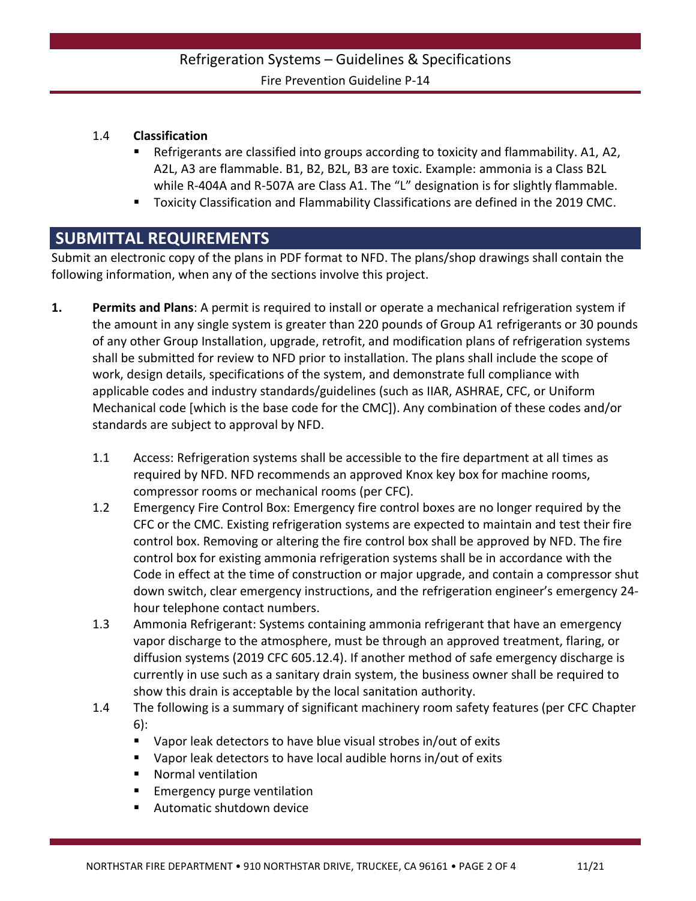1.4 **Classification**

- Refrigerants are classified into groups according to toxicity and flammability. A1, A2, A2L, A3 are flammable. B1, B2, B2L, B3 are toxic. Example: ammonia is a Class B2L while R-404A and R-507A are Class A1. The "L" designation is for slightly flammable.
- Toxicity Classification and Flammability Classifications are defined in the 2019 CMC.

## SUBMITTAL REQUIREMENTS

Submit an electronic copy of the plans in PDF format to NFD. The plans/shop drawings shall contain the following information, when any of the sections involve this project.

**1. Permits and Plans**: A permit is required to install or operate a mechanical refrigeration system if the amount in any single system is greater than 220 pounds of Group A1 refrigerants or 30 pounds of any other Group Installation, upgrade, retrofit, and modification plans of refrigeration systems shall be submitted for review to NFD prior to installation. The plans shall include the scope of work, design details, specifications of the system, and demonstrate full compliance with applicable codes and industry standards/guidelines (such as IIAR, ASHRAE, CFC, or Uniform Mechanical code [which is the base code for the CMC]). Any combination of these codes and/or standards are subject to approval by NFD.

1.1 Access: Refrigeration systems shall be accessible to the fire department at all times as required by NFD. NFD recommends an approved Knox key box for machine rooms, compressor rooms or mechanical rooms (per CFC).

1.2 Emergency Fire Control Box: Emergency fire control boxes are no longer required by the CFC or the CMC. Existing refrigeration systems are expected to maintain and test their fire control box. Removing or altering the fire control box shall be approved by NFD. The fire control box for existing ammonia refrigeration systems shall be in accordance with the Code in effect at the time of construction or major upgrade, and contain a compressor shut down switch, clear emergency instructions, and the refrigeration engineer's emergency 24-hour telephone contact numbers.

1.3 Ammonia Refrigerant: Systems containing ammonia refrigerant that have an emergency vapor discharge to the atmosphere, must be through an approved treatment, flaring, or diffusion systems (2019 CFC 605.12.4). If another method of safe emergency discharge is currently in use such as a sanitary drain system, the business owner shall be required to show this drain is acceptable by the local sanitation authority.

1.4 The following is a summary of significant machinery room safety features (per CFC Chapter 6):

- Vapor leak detectors to have blue visual strobes in/out of exits
- Vapor leak detectors to have local audible horns in/out of exits
- Normal ventilation
- Emergency purge ventilation
- Automatic shutdown device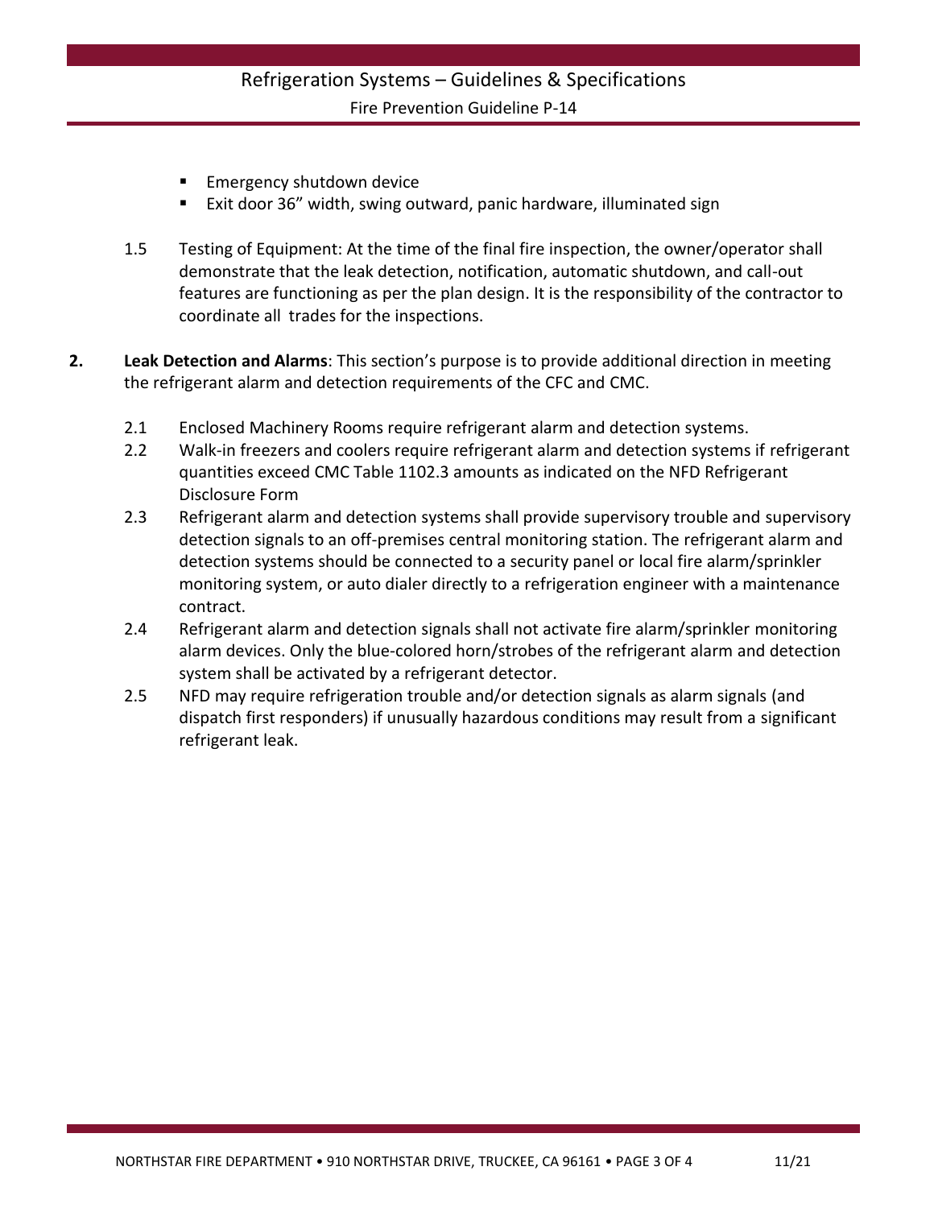- Emergency shutdown device
- Exit door 36” width, swing outward, panic hardware, illuminated sign

1.5 Testing of Equipment: At the time of the final fire inspection, the owner/operator shall demonstrate that the leak detection, notification, automatic shutdown, and call-out features are functioning as per the plan design. It is the responsibility of the contractor to coordinate all trades for the inspections.

**2. Leak Detection and Alarms**: This section’s purpose is to provide additional direction in meeting the refrigerant alarm and detection requirements of the CFC and CMC.

2.1 Enclosed Machinery Rooms require refrigerant alarm and detection systems.

2.2 Walk-in freezers and coolers require refrigerant alarm and detection systems if refrigerant quantities exceed CMC Table 1102.3 amounts as indicated on the NFD Refrigerant Disclosure Form

2.3 Refrigerant alarm and detection systems shall provide supervisory trouble and supervisory detection signals to an off-premises central monitoring station. The refrigerant alarm and detection systems should be connected to a security panel or local fire alarm/sprinkler monitoring system, or auto dialer directly to a refrigeration engineer with a maintenance contract.

2.4 Refrigerant alarm and detection signals shall not activate fire alarm/sprinkler monitoring alarm devices. Only the blue-colored horn/strobes of the refrigerant alarm and detection system shall be activated by a refrigerant detector.

2.5 NFD may require refrigeration trouble and/or detection signals as alarm signals (and dispatch first responders) if unusually hazardous conditions may result from a significant refrigerant leak.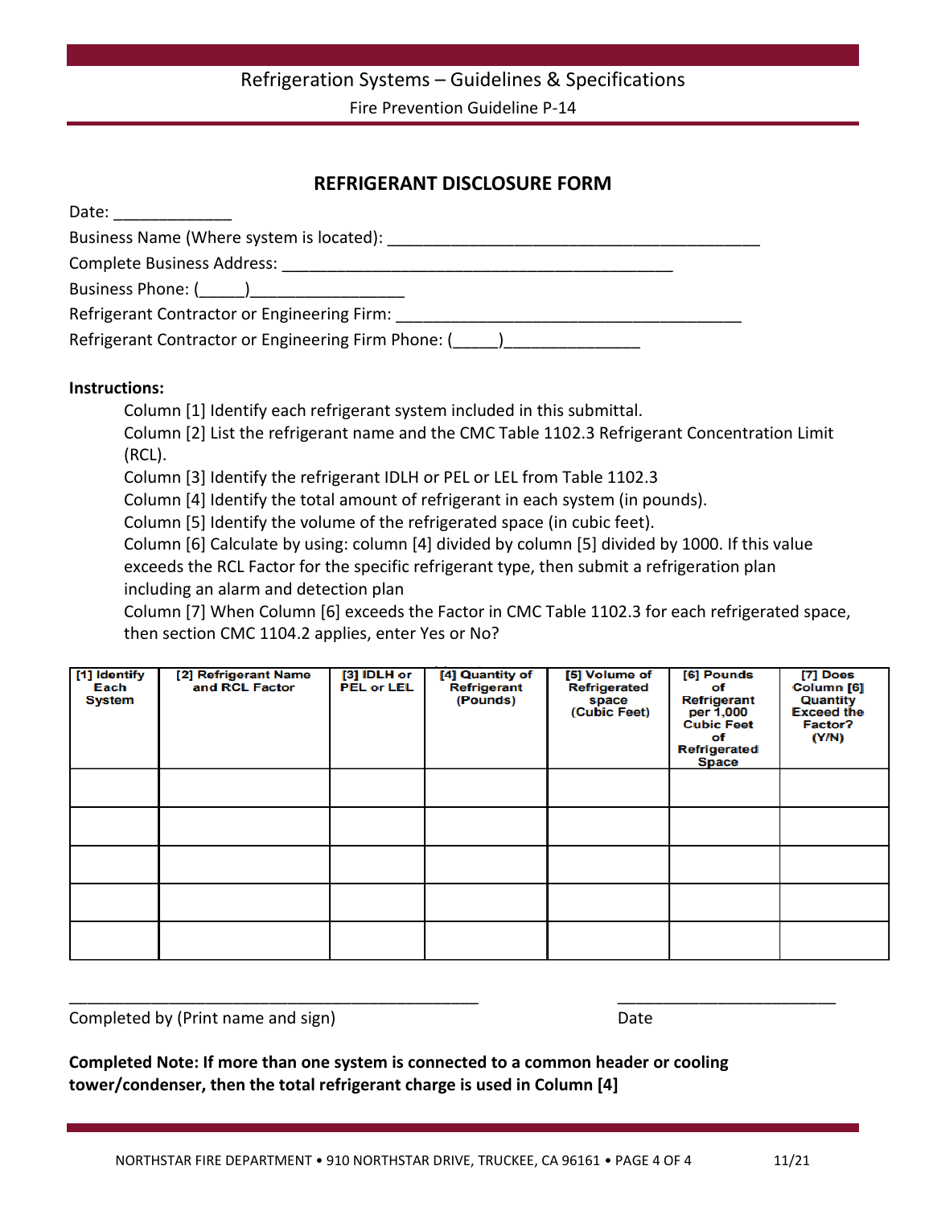## REFRIGERANT DISCLOSURE FORM

Date: _____________

Business Name (Where system is located): _________________________________________

Complete Business Address: ____________________________________________

Business Phone: (_____)_________________

Refrigerant Contractor or Engineering Firm: _______________________________________

Refrigerant Contractor or Engineering Firm Phone: (_____)______________

**Instructions:**

Column [1] Identify each refrigerant system included in this submittal.

Column [2] List the refrigerant name and the CMC Table 1102.3 Refrigerant Concentration Limit (RCL).

Column [3] Identify the refrigerant IDLH or PEL or LEL from Table 1102.3

Column [4] Identify the total amount of refrigerant in each system (in pounds).

Column [5] Identify the volume of the refrigerated space (in cubic feet).

Column [6] Calculate by using: column [4] divided by column [5] divided by 1000. If this value exceeds the RCL Factor for the specific refrigerant type, then submit a refrigeration plan including an alarm and detection plan

Column [7] When Column [6] exceeds the Factor in CMC Table 1102.3 for each refrigerated space, then section CMC 1104.2 applies, enter Yes or No?

| [1] Identify Each System | [2] Refrigerant Name and RCL Factor | [3] IDLH or PEL or LEL | [4] Quantity of Refrigerant (Pounds) | [5] Volume of Refrigerated space (Cubic Feet) | [6] Pounds of Refrigerant per 1,000 Cubic Feet of Refrigerated Space | [7] Does Column [6] Quantity Exceed the Factor? (Y/N) |
|---|---|---|---|---|---|---|
| | | | | | | |
| | | | | | | |
| | | | | | | |
| | | | | | | |
| | | | | | | |

_____________________________________________ ________________________

Completed by (Print name and sign) Date

**Completed Note: If more than one system is connected to a common header or cooling tower/condenser, then the total refrigerant charge is used in Column [4]**